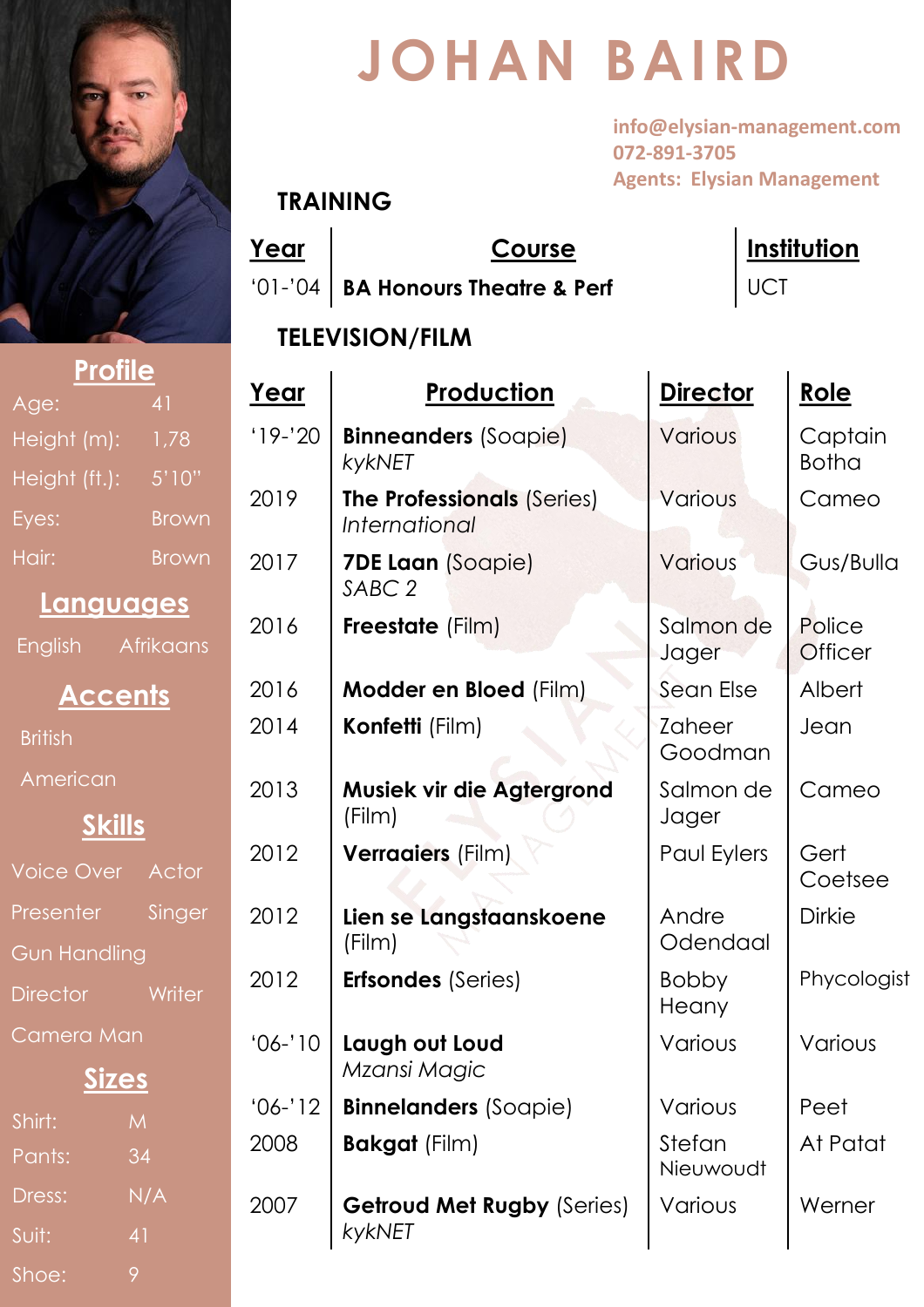# JOHAN BAIRD

info@elysian-management.com
072-891-3705
Agents: Elysian Management

## Profile

| | |
|---|---|
| Age: | 41 |
| Height (m): | 1,78 |
| Height (ft.): | 5'10" |
| Eyes: | Brown |
| Hair: | Brown |

## Languages

English Afrikaans

## Accents

British

American

## Skills

Voice Over Actor

Presenter Singer

Gun Handling

Director Writer

Camera Man

## Sizes

| | |
|---|---|
| Shirt: | M |
| Pants: | 34 |
| Dress: | N/A |
| Suit: | 41 |
| Shoe: | 9 |

## TRAINING

| Year | Course | Institution |
|---|---|---|
| '01-'04 | **BA Honours Theatre & Perf** | UCT |

## TELEVISION/FILM

| Year | Production | Director | Role |
|---|---|---|---|
| '19-'20 | **Binneanders** (Soapie) *kykNET* | Various | Captain Botha |
| 2019 | **The Professionals** (Series) *International* | Various | Cameo |
| 2017 | **7DE Laan** (Soapie) *SABC 2* | Various | Gus/Bulla |
| 2016 | **Freestate** (Film) | Salmon de Jager | Police Officer |
| 2016 | **Modder en Bloed** (Film) | Sean Else | Albert |
| 2014 | **Konfetti** (Film) | Zaheer Goodman | Jean |
| 2013 | **Musiek vir die Agtergrond** (Film) | Salmon de Jager | Cameo |
| 2012 | **Verraaiers** (Film) | Paul Eylers | Gert Coetsee |
| 2012 | **Lien se Langstaanskoene** (Film) | Andre Odendaal | Dirkie |
| 2012 | **Erfsondes** (Series) | Bobby Heany | Phycologist |
| '06-'10 | **Laugh out Loud** *Mzansi Magic* | Various | Various |
| '06-'12 | **Binnelanders** (Soapie) | Various | Peet |
| 2008 | **Bakgat** (Film) | Stefan Nieuwoudt | At Patat |
| 2007 | **Getroud Met Rugby** (Series) *kykNET* | Various | Werner |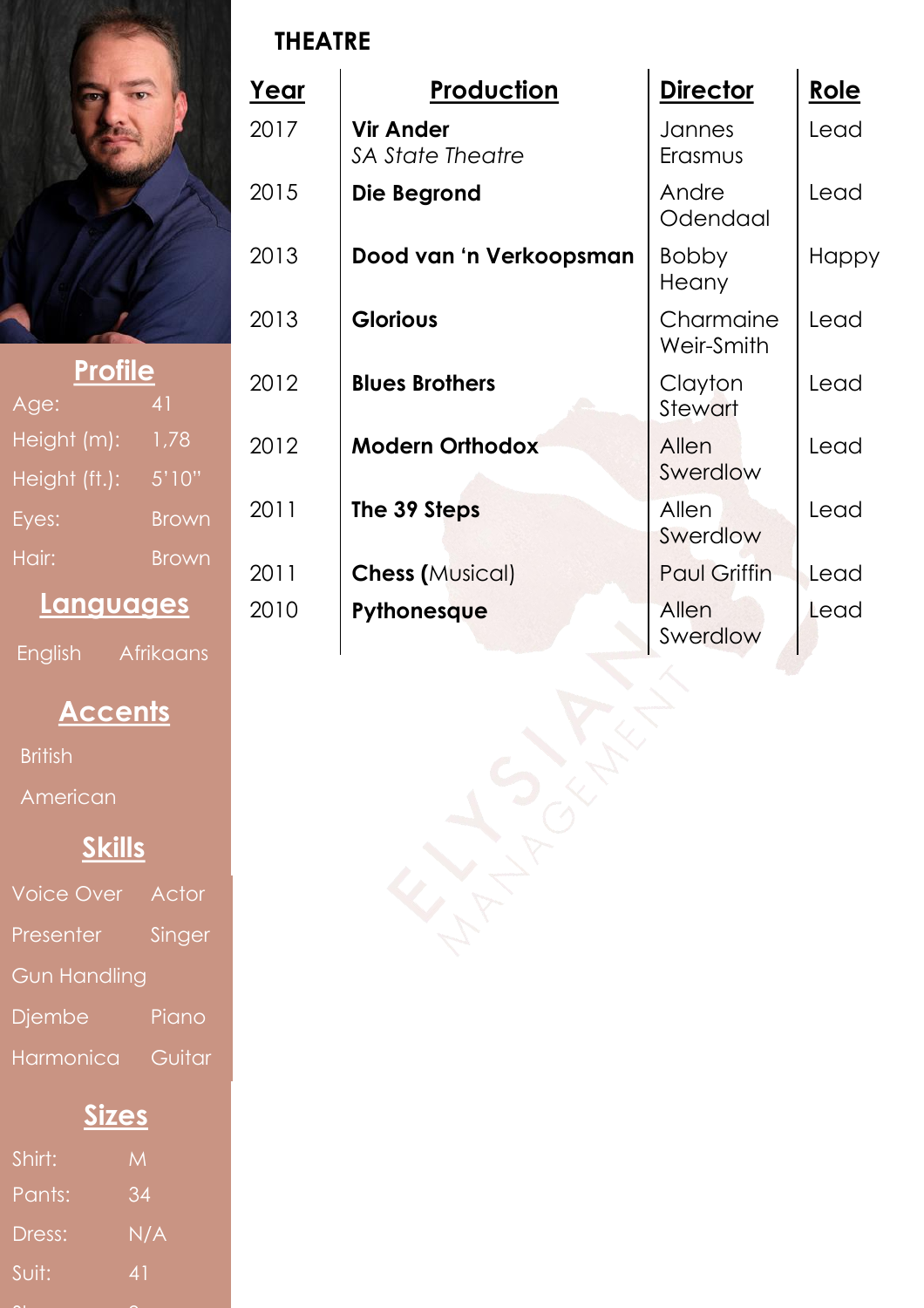## Profile

Age: 41
Height (m): 1,78
Height (ft.): 5'10"
Eyes: Brown
Hair: Brown

## Languages

English
Afrikaans

## Accents

British
American

## Skills

Voice Over
Actor
Presenter
Singer
Gun Handling
Djembe
Piano
Harmonica
Guitar

## Sizes

Shirt: M
Pants: 34
Dress: N/A
Suit: 41

## THEATRE

| Year | Production | Director | Role |
|---|---|---|---|
| 2017 | **Vir Ander** *SA State Theatre* | Jannes Erasmus | Lead |
| 2015 | **Die Begrond** | Andre Odendaal | Lead |
| 2013 | **Dood van 'n Verkoopsman** | Bobby Heany | Happy |
| 2013 | **Glorious** | Charmaine Weir-Smith | Lead |
| 2012 | **Blues Brothers** | Clayton Stewart | Lead |
| 2012 | **Modern Orthodox** | Allen Swerdlow | Lead |
| 2011 | **The 39 Steps** | Allen Swerdlow | Lead |
| 2011 | **Chess** (Musical) | Paul Griffin | Lead |
| 2010 | **Pythonesque** | Allen Swerdlow | Lead |